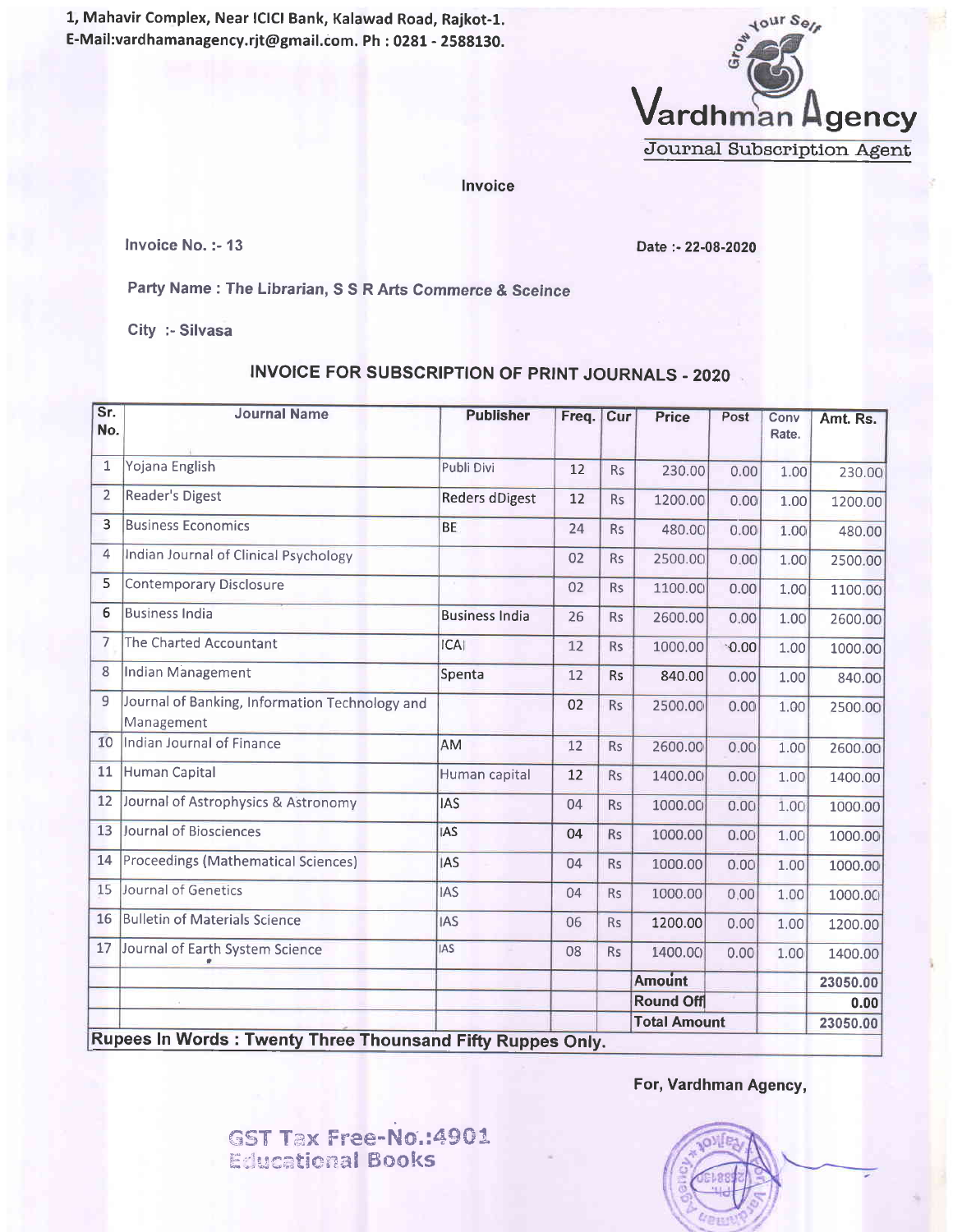1, Mahavir Complex, Near ICICI Bank, Kalawad Road, Rajkot-1.
E-Mail:vardhamanagency.rjt@gmail.com. Ph : 0281 - 2588130.

Grow Your Self

**Vardhman Agency**
Journal Subscription Agent

## Invoice

**Invoice No. :- 13** **Date :- 22-08-2020**

**Party Name : The Librarian, S S R Arts Commerce & Sceince**

**City :- Silvasa**

### INVOICE FOR SUBSCRIPTION OF PRINT JOURNALS - 2020

| Sr. No. | Journal Name | Publisher | Freq. | Cur | Price | Post | Conv Rate. | Amt. Rs. |
|---|---|---|---|---|---|---|---|---|
| 1 | Yojana English | Publi Divi | 12 | Rs | 230.00 | 0.00 | 1.00 | 230.00 |
| 2 | Reader's Digest | Reders dDigest | 12 | Rs | 1200.00 | 0.00 | 1.00 | 1200.00 |
| 3 | Business Economics | BE | 24 | Rs | 480.00 | 0.00 | 1.00 | 480.00 |
| 4 | Indian Journal of Clinical Psychology | | 02 | Rs | 2500.00 | 0.00 | 1.00 | 2500.00 |
| 5 | Contemporary Disclosure | | 02 | Rs | 1100.00 | 0.00 | 1.00 | 1100.00 |
| 6 | Business India | Business India | 26 | Rs | 2600.00 | 0.00 | 1.00 | 2600.00 |
| 7 | The Charted Accountant | ICAI | 12 | Rs | 1000.00 | 0.00 | 1.00 | 1000.00 |
| 8 | Indian Management | Spenta | 12 | Rs | 840.00 | 0.00 | 1.00 | 840.00 |
| 9 | Journal of Banking, Information Technology and Management | | 02 | Rs | 2500.00 | 0.00 | 1.00 | 2500.00 |
| 10 | Indian Journal of Finance | AM | 12 | Rs | 2600.00 | 0.00 | 1.00 | 2600.00 |
| 11 | Human Capital | Human capital | 12 | Rs | 1400.00 | 0.00 | 1.00 | 1400.00 |
| 12 | Journal of Astrophysics & Astronomy | IAS | 04 | Rs | 1000.00 | 0.00 | 1.00 | 1000.00 |
| 13 | Journal of Biosciences | IAS | 04 | Rs | 1000.00 | 0.00 | 1.00 | 1000.00 |
| 14 | Proceedings (Mathematical Sciences) | IAS | 04 | Rs | 1000.00 | 0.00 | 1.00 | 1000.00 |
| 15 | Journal of Genetics | IAS | 04 | Rs | 1000.00 | 0.00 | 1.00 | 1000.00 |
| 16 | Bulletin of Materials Science | IAS | 06 | Rs | 1200.00 | 0.00 | 1.00 | 1200.00 |
| 17 | Journal of Earth System Science | IAS | 08 | Rs | 1400.00 | 0.00 | 1.00 | 1400.00 |
| | | | | | **Amount** | | | **23050.00** |
| | | | | | **Round Off** | | | **0.00** |
| | | | | | **Total Amount** | | | **23050.00** |

**Rupees In Words : Twenty Three Thounsand Fifty Ruppes Only.**

**For, Vardhman Agency,**

GST Tax Free-No.:4901
Educational Books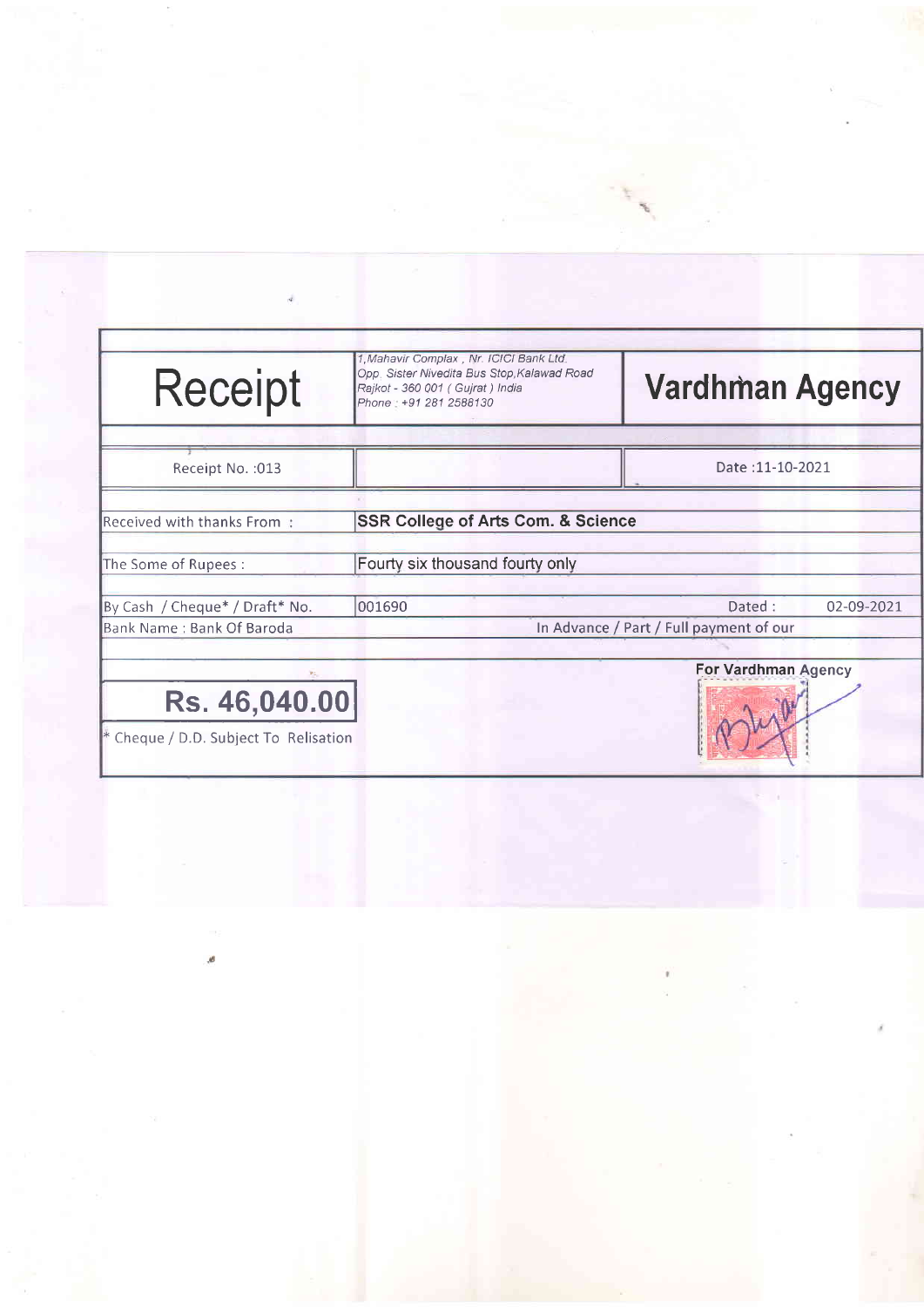| Receipt | 1, Mahavir Complex, Nr. ICICI Bank Ltd. Opp. Sister Nivedita Bus Stop, Kalawad Road Rajkot - 360 001 ( Gujrat ) India Phone : +91 281 2588130 | **Vardhman Agency** |
|---|---|---|
| Receipt No. :013 | | Date :11-10-2021 |
| Received with thanks From : | **SSR College of Arts Com. & Science** | |
| The Some of Rupees : | Fourty six thousand fourty only | |
| By Cash / Cheque* / Draft* No. | 001690 | Dated : 02-09-2021 |
| Bank Name : Bank Of Baroda | | In Advance / Part / Full payment of our |

**Rs. 46,040.00**

\* Cheque / D.D. Subject To Relisation

**For Vardhman Agency**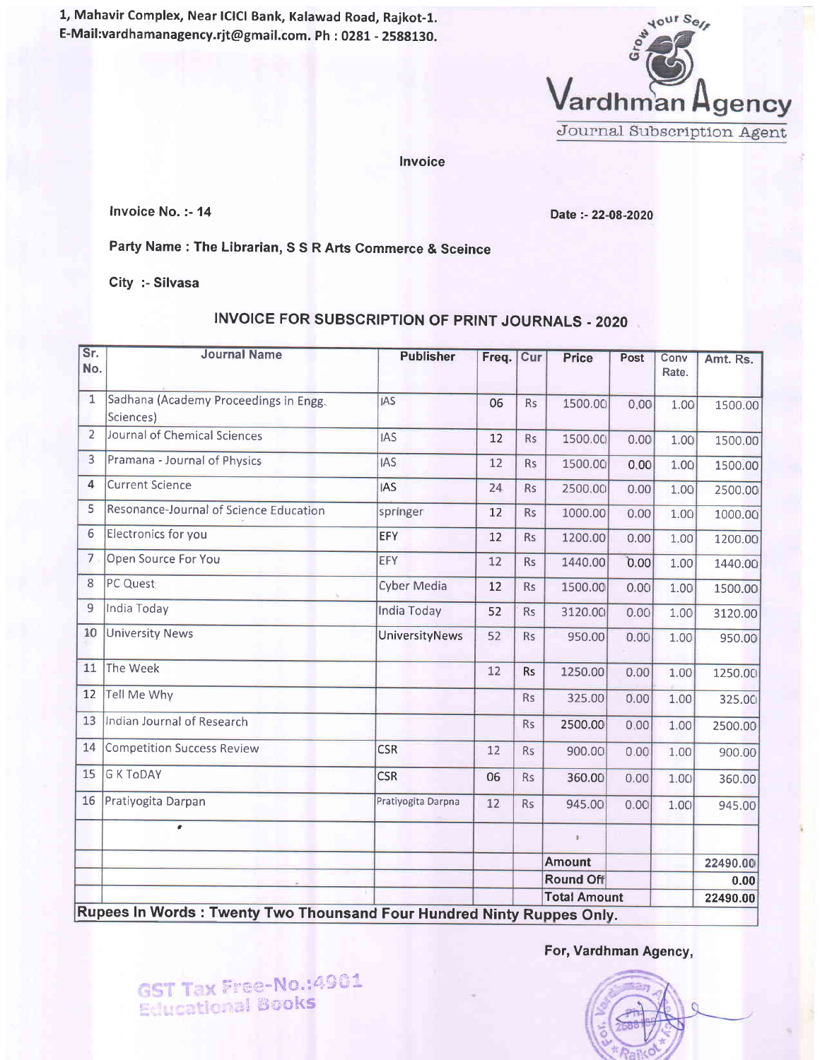1, Mahavir Complex, Near ICICI Bank, Kalawad Road, Rajkot-1.
E-Mail:vardhamanagency.rjt@gmail.com. Ph : 0281 - 2588130.

Grow Your Self

**Vardhman Agency**

Journal Subscription Agent

## Invoice

**Invoice No. :- 14** **Date :- 22-08-2020**

**Party Name : The Librarian, S S R Arts Commerce & Sceince**

**City :- Silvasa**

## INVOICE FOR SUBSCRIPTION OF PRINT JOURNALS - 2020

| Sr. No. | Journal Name | Publisher | Freq. | Cur | Price | Post | Conv Rate. | Amt. Rs. |
|---|---|---|---|---|---|---|---|---|
| 1 | Sadhana (Academy Proceedings in Engg. Sciences) | IAS | 06 | Rs | 1500.00 | 0.00 | 1.00 | 1500.00 |
| 2 | Journal of Chemical Sciences | IAS | 12 | Rs | 1500.00 | 0.00 | 1.00 | 1500.00 |
| 3 | Pramana - Journal of Physics | IAS | 12 | Rs | 1500.00 | 0.00 | 1.00 | 1500.00 |
| 4 | Current Science | IAS | 24 | Rs | 2500.00 | 0.00 | 1.00 | 2500.00 |
| 5 | Resonance-Journal of Science Education | springer | 12 | Rs | 1000.00 | 0.00 | 1.00 | 1000.00 |
| 6 | Electronics for you | EFY | 12 | Rs | 1200.00 | 0.00 | 1.00 | 1200.00 |
| 7 | Open Source For You | EFY | 12 | Rs | 1440.00 | 0.00 | 1.00 | 1440.00 |
| 8 | PC Quest | Cyber Media | 12 | Rs | 1500.00 | 0.00 | 1.00 | 1500.00 |
| 9 | India Today | India Today | 52 | Rs | 3120.00 | 0.00 | 1.00 | 3120.00 |
| 10 | University News | UniversityNews | 52 | Rs | 950.00 | 0.00 | 1.00 | 950.00 |
| 11 | The Week | | 12 | Rs | 1250.00 | 0.00 | 1.00 | 1250.00 |
| 12 | Tell Me Why | | | Rs | 325.00 | 0.00 | 1.00 | 325.00 |
| 13 | Indian Journal of Research | | | Rs | 2500.00 | 0.00 | 1.00 | 2500.00 |
| 14 | Competition Success Review | CSR | 12 | Rs | 900.00 | 0.00 | 1.00 | 900.00 |
| 15 | G K ToDAY | CSR | 06 | Rs | 360.00 | 0.00 | 1.00 | 360.00 |
| 16 | Pratiyogita Darpan | Pratiyogita Darpna | 12 | Rs | 945.00 | 0.00 | 1.00 | 945.00 |
| | | | | | | | | |
| | | | | | **Amount** | | | 22490.00 |
| | | | | | **Round Off** | | | 0.00 |
| | | | | | **Total Amount** | | | 22490.00 |

**Rupees In Words : Twenty Two Thounsand Four Hundred Ninty Ruppes Only.**

**For, Vardhman Agency,**

GST Tax Free-No.:4901
Educational Books